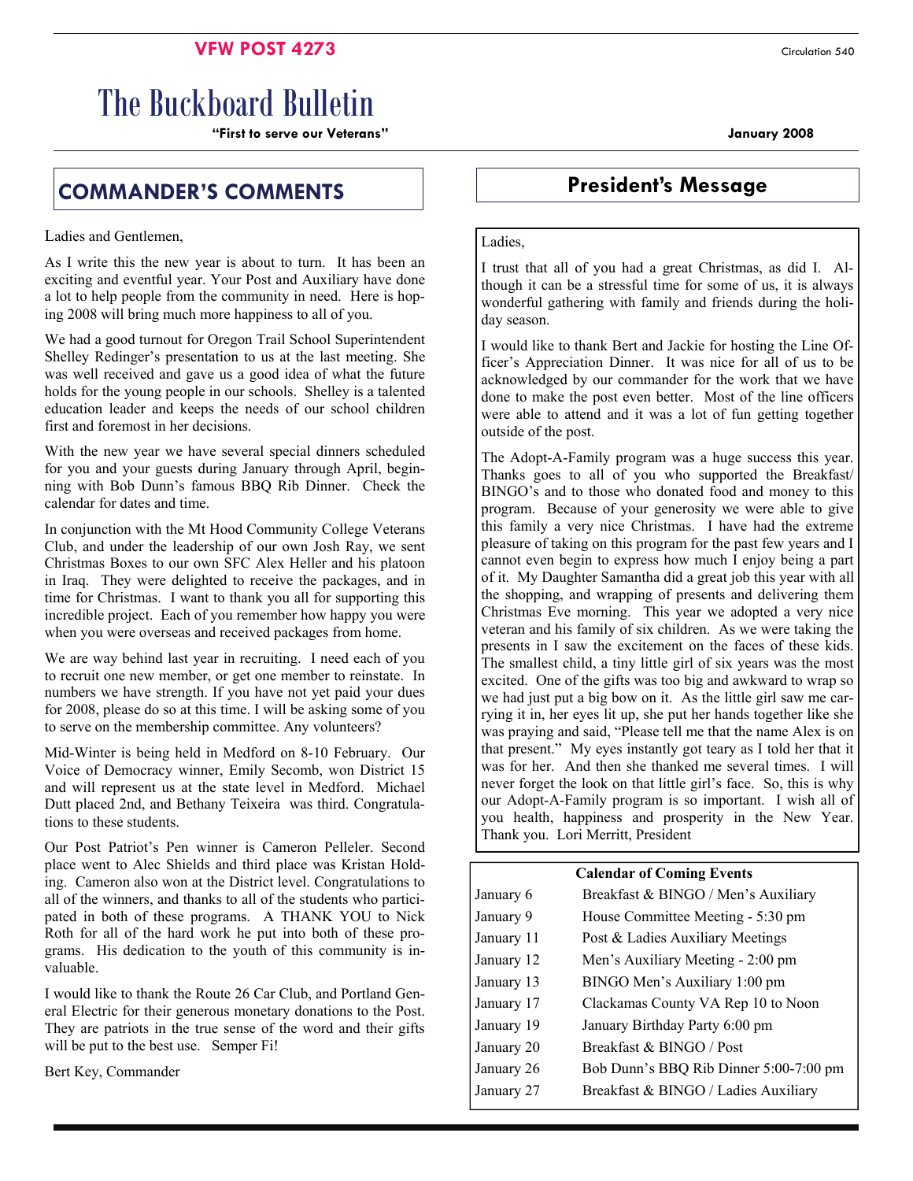**VFW POST 4273**

Circulation 540

# The Buckboard Bulletin

**"First to serve our Veterans"**

**January 2008**

## COMMANDER'S COMMENTS

Ladies and Gentlemen,

As I write this the new year is about to turn. It has been an exciting and eventful year. Your Post and Auxiliary have done a lot to help people from the community in need. Here is hoping 2008 will bring much more happiness to all of you.

We had a good turnout for Oregon Trail School Superintendent Shelley Redinger's presentation to us at the last meeting. She was well received and gave us a good idea of what the future holds for the young people in our schools. Shelley is a talented education leader and keeps the needs of our school children first and foremost in her decisions.

With the new year we have several special dinners scheduled for you and your guests during January through April, beginning with Bob Dunn's famous BBQ Rib Dinner. Check the calendar for dates and time.

In conjunction with the Mt Hood Community College Veterans Club, and under the leadership of our own Josh Ray, we sent Christmas Boxes to our own SFC Alex Heller and his platoon in Iraq. They were delighted to receive the packages, and in time for Christmas. I want to thank you all for supporting this incredible project. Each of you remember how happy you were when you were overseas and received packages from home.

We are way behind last year in recruiting. I need each of you to recruit one new member, or get one member to reinstate. In numbers we have strength. If you have not yet paid your dues for 2008, please do so at this time. I will be asking some of you to serve on the membership committee. Any volunteers?

Mid-Winter is being held in Medford on 8-10 February. Our Voice of Democracy winner, Emily Secomb, won District 15 and will represent us at the state level in Medford. Michael Dutt placed 2nd, and Bethany Teixeira was third. Congratulations to these students.

Our Post Patriot's Pen winner is Cameron Pelleler. Second place went to Alec Shields and third place was Kristan Holding. Cameron also won at the District level. Congratulations to all of the winners, and thanks to all of the students who participated in both of these programs. A THANK YOU to Nick Roth for all of the hard work he put into both of these programs. His dedication to the youth of this community is invaluable.

I would like to thank the Route 26 Car Club, and Portland General Electric for their generous monetary donations to the Post. They are patriots in the true sense of the word and their gifts will be put to the best use. Semper Fi!

Bert Key, Commander

## President's Message

Ladies,

I trust that all of you had a great Christmas, as did I. Although it can be a stressful time for some of us, it is always wonderful gathering with family and friends during the holiday season.

I would like to thank Bert and Jackie for hosting the Line Officer's Appreciation Dinner. It was nice for all of us to be acknowledged by our commander for the work that we have done to make the post even better. Most of the line officers were able to attend and it was a lot of fun getting together outside of the post.

The Adopt-A-Family program was a huge success this year. Thanks goes to all of you who supported the Breakfast/ BINGO's and to those who donated food and money to this program. Because of your generosity we were able to give this family a very nice Christmas. I have had the extreme pleasure of taking on this program for the past few years and I cannot even begin to express how much I enjoy being a part of it. My Daughter Samantha did a great job this year with all the shopping, and wrapping of presents and delivering them Christmas Eve morning. This year we adopted a very nice veteran and his family of six children. As we were taking the presents in I saw the excitement on the faces of these kids. The smallest child, a tiny little girl of six years was the most excited. One of the gifts was too big and awkward to wrap so we had just put a big bow on it. As the little girl saw me carrying it in, her eyes lit up, she put her hands together like she was praying and said, "Please tell me that the name Alex is on that present." My eyes instantly got teary as I told her that it was for her. And then she thanked me several times. I will never forget the look on that little girl's face. So, this is why our Adopt-A-Family program is so important. I wish all of you health, happiness and prosperity in the New Year. Thank you. Lori Merritt, President

| Calendar of Coming Events | |
|---|---|
| January 6 | Breakfast & BINGO / Men's Auxiliary |
| January 9 | House Committee Meeting - 5:30 pm |
| January 11 | Post & Ladies Auxiliary Meetings |
| January 12 | Men's Auxiliary Meeting - 2:00 pm |
| January 13 | BINGO Men's Auxiliary 1:00 pm |
| January 17 | Clackamas County VA Rep 10 to Noon |
| January 19 | January Birthday Party 6:00 pm |
| January 20 | Breakfast & BINGO / Post |
| January 26 | Bob Dunn's BBQ Rib Dinner 5:00-7:00 pm |
| January 27 | Breakfast & BINGO / Ladies Auxiliary |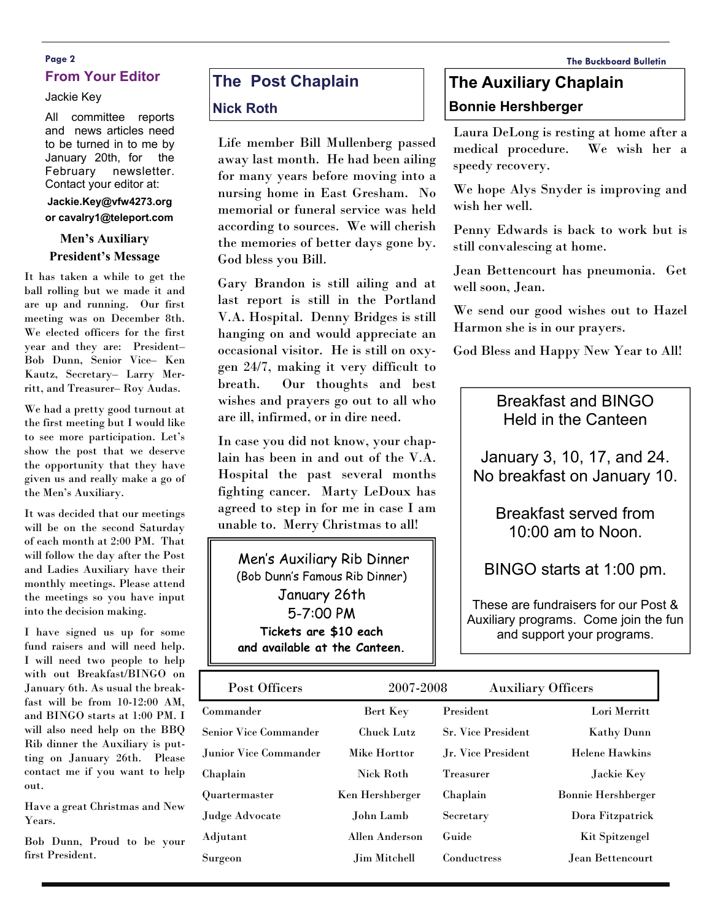## From Your Editor

Jackie Key

All committee reports and news articles need to be turned in to me by January 20th, for the February newsletter. Contact your editor at:

**Jackie.Key@vfw4273.org**
**or cavalry1@teleport.com**

### Men's Auxiliary President's Message

It has taken a while to get the ball rolling but we made it and are up and running. Our first meeting was on December 8th. We elected officers for the first year and they are: President– Bob Dunn, Senior Vice– Ken Kautz, Secretary– Larry Merritt, and Treasurer– Roy Audas.

We had a pretty good turnout at the first meeting but I would like to see more participation. Let's show the post that we deserve the opportunity that they have given us and really make a go of the Men's Auxiliary.

It was decided that our meetings will be on the second Saturday of each month at 2:00 PM. That will follow the day after the Post and Ladies Auxiliary have their monthly meetings. Please attend the meetings so you have input into the decision making.

I have signed us up for some fund raisers and will need help. I will need two people to help with out Breakfast/BINGO on January 6th. As usual the breakfast will be from 10-12:00 AM, and BINGO starts at 1:00 PM. I will also need help on the BBQ Rib dinner the Auxiliary is putting on January 26th. Please contact me if you want to help out.

Have a great Christmas and New Years.

Bob Dunn, Proud to be your first President.

## The Post Chaplain

### Nick Roth

Life member Bill Mullenberg passed away last month. He had been ailing for many years before moving into a nursing home in East Gresham. No memorial or funeral service was held according to sources. We will cherish the memories of better days gone by. God bless you Bill.

Gary Brandon is still ailing and at last report is still in the Portland V.A. Hospital. Denny Bridges is still hanging on and would appreciate an occasional visitor. He is still on oxygen 24/7, making it very difficult to breath. Our thoughts and best wishes and prayers go out to all who are ill, infirmed, or in dire need.

In case you did not know, your chaplain has been in and out of the V.A. Hospital the past several months fighting cancer. Marty LeDoux has agreed to step in for me in case I am unable to. Merry Christmas to all!

Men's Auxiliary Rib Dinner
(Bob Dunn's Famous Rib Dinner)
January 26th
5-7:00 PM
**Tickets are $10 each and available at the Canteen.**

## The Auxiliary Chaplain

### Bonnie Hershberger

Laura DeLong is resting at home after a medical procedure. We wish her a speedy recovery.

We hope Alys Snyder is improving and wish her well.

Penny Edwards is back to work but is still convalescing at home.

Jean Bettencourt has pneumonia. Get well soon, Jean.

We send our good wishes out to Hazel Harmon she is in our prayers.

God Bless and Happy New Year to All!

Breakfast and BINGO
Held in the Canteen

January 3, 10, 17, and 24.
No breakfast on January 10.

Breakfast served from 10:00 am to Noon.

BINGO starts at 1:00 pm.

These are fundraisers for our Post & Auxiliary programs. Come join the fun and support your programs.

| Post Officers | 2007-2008 | Auxiliary Officers | |
|---|---|---|---|
| Commander | Bert Key | President | Lori Merritt |
| Senior Vice Commander | Chuck Lutz | Sr. Vice President | Kathy Dunn |
| Junior Vice Commander | Mike Horttor | Jr. Vice President | Helene Hawkins |
| Chaplain | Nick Roth | Treasurer | Jackie Key |
| Quartermaster | Ken Hershberger | Chaplain | Bonnie Hershberger |
| Judge Advocate | John Lamb | Secretary | Dora Fitzpatrick |
| Adjutant | Allen Anderson | Guide | Kit Spitzengel |
| Surgeon | Jim Mitchell | Conductress | Jean Bettencourt |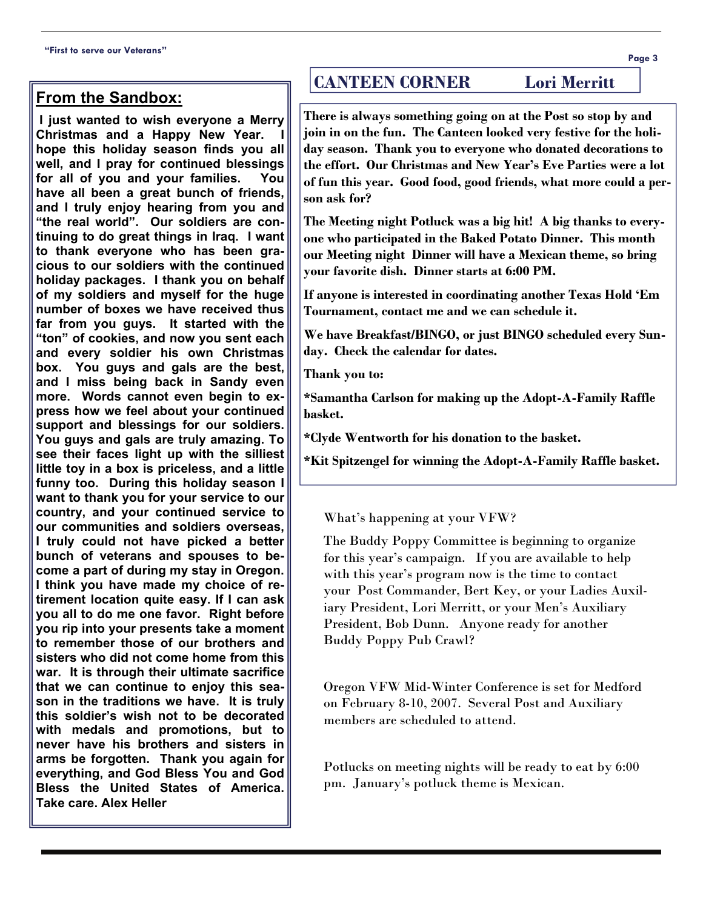## From the Sandbox:

**I just wanted to wish everyone a Merry Christmas and a Happy New Year. I hope this holiday season finds you all well, and I pray for continued blessings for all of you and your families. You have all been a great bunch of friends, and I truly enjoy hearing from you and "the real world". Our soldiers are continuing to do great things in Iraq. I want to thank everyone who has been gracious to our soldiers with the continued holiday packages. I thank you on behalf of my soldiers and myself for the huge number of boxes we have received thus far from you guys. It started with the "ton" of cookies, and now you sent each and every soldier his own Christmas box. You guys and gals are the best, and I miss being back in Sandy even more. Words cannot even begin to express how we feel about your continued support and blessings for our soldiers. You guys and gals are truly amazing. To see their faces light up with the silliest little toy in a box is priceless, and a little funny too. During this holiday season I want to thank you for your service to our country, and your continued service to our communities and soldiers overseas, I truly could not have picked a better bunch of veterans and spouses to become a part of during my stay in Oregon. I think you have made my choice of retirement location quite easy. If I can ask you all to do me one favor. Right before you rip into your presents take a moment to remember those of our brothers and sisters who did not come home from this war. It is through their ultimate sacrifice that we can continue to enjoy this season in the traditions we have. It is truly this soldier's wish not to be decorated with medals and promotions, but to never have his brothers and sisters in arms be forgotten. Thank you again for everything, and God Bless You and God Bless the United States of America. Take care. Alex Heller**

## CANTEEN CORNER — Lori Merritt

**There is always something going on at the Post so stop by and join in on the fun. The Canteen looked very festive for the holiday season. Thank you to everyone who donated decorations to the effort. Our Christmas and New Year's Eve Parties were a lot of fun this year. Good food, good friends, what more could a person ask for?**

**The Meeting night Potluck was a big hit! A big thanks to everyone who participated in the Baked Potato Dinner. This month our Meeting night Dinner will have a Mexican theme, so bring your favorite dish. Dinner starts at 6:00 PM.**

**If anyone is interested in coordinating another Texas Hold 'Em Tournament, contact me and we can schedule it.**

**We have Breakfast/BINGO, or just BINGO scheduled every Sunday. Check the calendar for dates.**

**Thank you to:**

**\*Samantha Carlson for making up the Adopt-A-Family Raffle basket.**

**\*Clyde Wentworth for his donation to the basket.**

**\*Kit Spitzengel for winning the Adopt-A-Family Raffle basket.**

What's happening at your VFW?

The Buddy Poppy Committee is beginning to organize for this year's campaign. If you are available to help with this year's program now is the time to contact your Post Commander, Bert Key, or your Ladies Auxiliary President, Lori Merritt, or your Men's Auxiliary President, Bob Dunn. Anyone ready for another Buddy Poppy Pub Crawl?

Oregon VFW Mid-Winter Conference is set for Medford on February 8-10, 2007. Several Post and Auxiliary members are scheduled to attend.

Potlucks on meeting nights will be ready to eat by 6:00 pm. January's potluck theme is Mexican.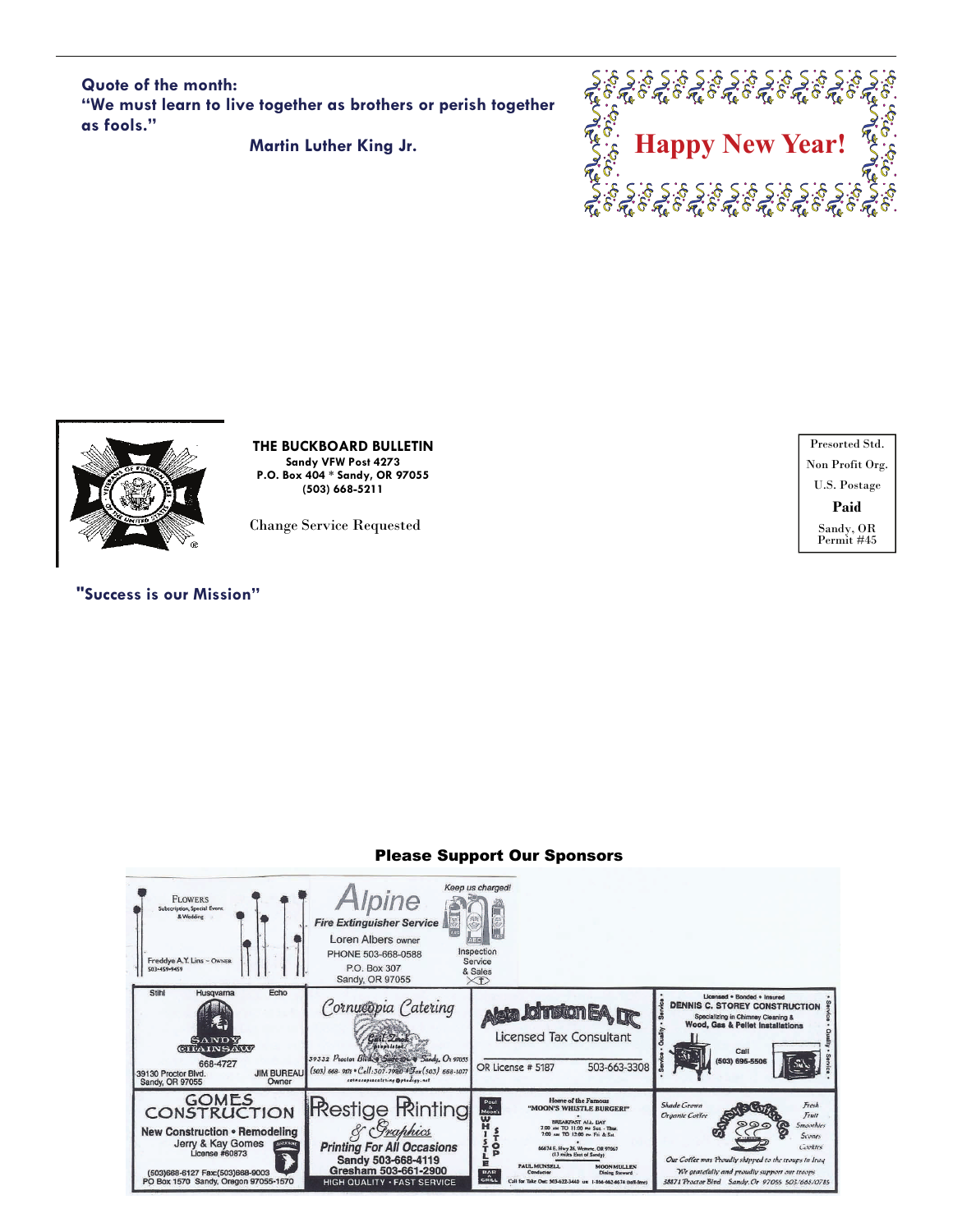**Quote of the month:**
**"We must learn to live together as brothers or perish together as fools."**

**Martin Luther King Jr.**

**Happy New Year!**

**THE BUCKBOARD BULLETIN**
**Sandy VFW Post 4273**
**P.O. Box 404 * Sandy, OR 97055**
**(503) 668-5211**

Change Service Requested

Presorted Std.
Non Profit Org.
U.S. Postage
**Paid**
Sandy, OR
Permit #45

**"Success is our Mission"**

## Please Support Our Sponsors

FLOWERS
Subscription, Special Events & Wedding
Freddye A.Y. Lins ~ OWNER
503-459-9459

Alpine
Fire Extinguisher Service
Keep us charged!
Loren Albers owner
PHONE 503-668-0588
P.O. Box 307
Sandy, OR 97055
Inspection Service & Sales

Stihl Husqvarna Echo
SANDY CHAINSAW
668-4727
39130 Proctor Blvd.
Sandy, OR 97055
JIM BUREAU Owner

Cornucopia Catering
Gail Zaack proprietor
39332 Proctor Blvd. Sandy, Or 97055
(503) 668-9171 • Cell: 307-7980 • Fax (503) 668-1077

Aleta Johnston EA, LLC
Licensed Tax Consultant
OR License # 5187 503-663-3308

Licensed • Bonded • Insured
DENNIS C. STOREY CONSTRUCTION
Specializing in Chimney Cleaning & Wood, Gas & Pellet Installations
Call (503) 695-5506
Service • Quality • Service

GOMES CONSTRUCTION
New Construction • Remodeling
Jerry & Kay Gomes
License #60873
(503)668-6127 Fax:(503)668-9003
PO Box 1570 Sandy, Oregon 97055-1570

Prestige Printing & Graphics
Printing For All Occasions
Sandy 503-668-4119
Gresham 503-661-2900
HIGH QUALITY • FAST SERVICE

Paul & Moon's WHISTLE STOP
Home of the Famous "MOON'S WHISTLE BURGER!"
BREAKFAST ALL DAY
7:00 AM TO 11:00 PM Sun. - Thur.
7:00 AM TO 12:00 PM Fri & Sat
66674 E. Hwy 26, Welches, OR 97067
(13 miles East of Sandy)
PAUL MUNSELL Conductor
MOONMULLEN Dining Steward
BAR & GRILL
Call for Take Out: 503-622-3440 or 1-866-662-4674 (toll-free)

Sandy's Coffee Co.
Shade Grown Organic Coffee
Fresh Fruit Smoothies Scones Cookies
Our Coffee was Proudly shipped to the troops in Iraq
We gratefully and proudly support our troops
38871 Proctor Blvd Sandy, Or 97055 503/668/0785